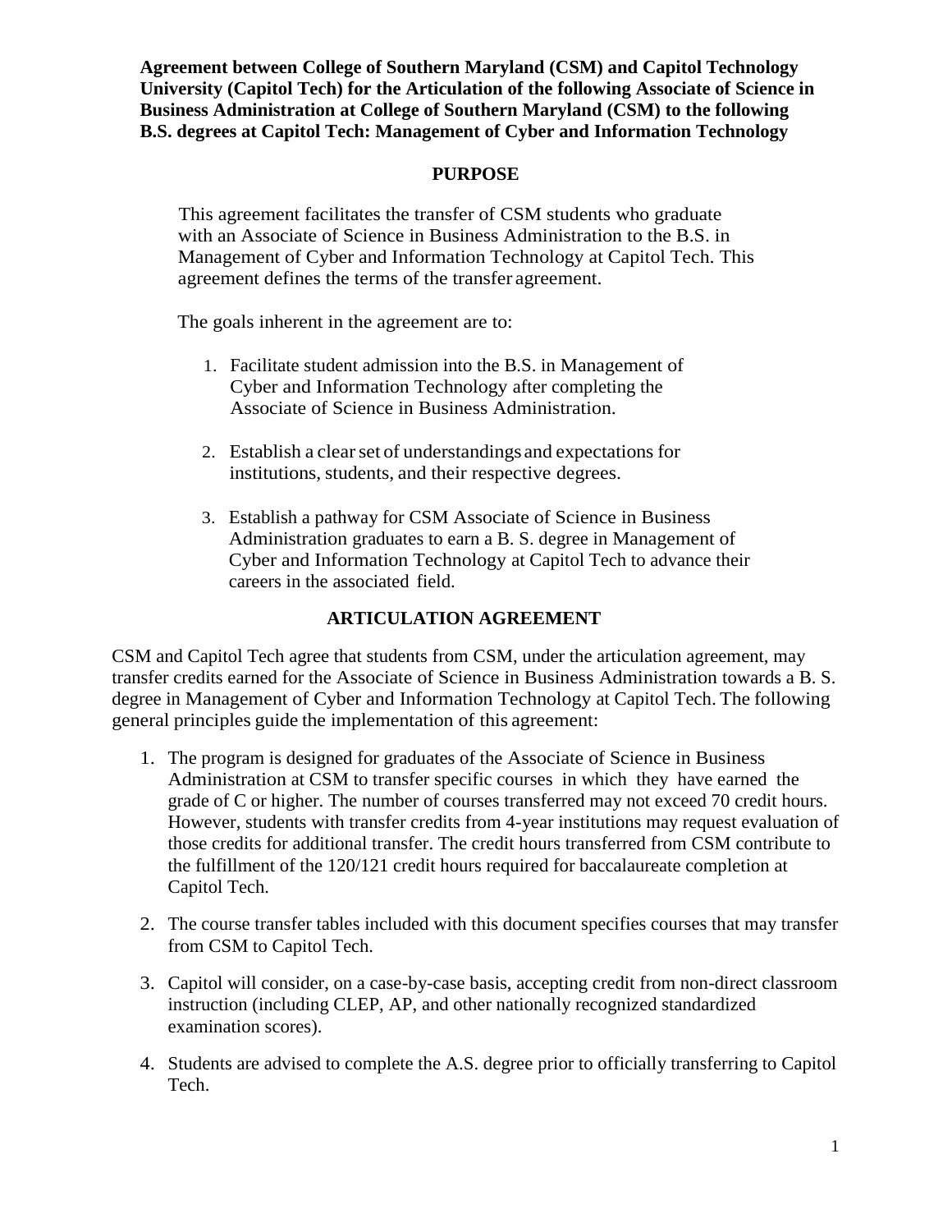**Agreement between College of Southern Maryland (CSM) and Capitol Technology University (Capitol Tech) for the Articulation of the following Associate of Science in Business Administration at College of Southern Maryland (CSM) to the following B.S. degrees at Capitol Tech: Management of Cyber and Information Technology**

## PURPOSE

This agreement facilitates the transfer of CSM students who graduate with an Associate of Science in Business Administration to the B.S. in Management of Cyber and Information Technology at Capitol Tech. This agreement defines the terms of the transfer agreement.

The goals inherent in the agreement are to:

1. Facilitate student admission into the B.S. in Management of Cyber and Information Technology after completing the Associate of Science in Business Administration.

2. Establish a clear set of understandings and expectations for institutions, students, and their respective degrees.

3. Establish a pathway for CSM Associate of Science in Business Administration graduates to earn a B. S. degree in Management of Cyber and Information Technology at Capitol Tech to advance their careers in the associated field.

## ARTICULATION AGREEMENT

CSM and Capitol Tech agree that students from CSM, under the articulation agreement, may transfer credits earned for the Associate of Science in Business Administration towards a B. S. degree in Management of Cyber and Information Technology at Capitol Tech. The following general principles guide the implementation of this agreement:

1. The program is designed for graduates of the Associate of Science in Business Administration at CSM to transfer specific courses in which they have earned the grade of C or higher. The number of courses transferred may not exceed 70 credit hours. However, students with transfer credits from 4-year institutions may request evaluation of those credits for additional transfer. The credit hours transferred from CSM contribute to the fulfillment of the 120/121 credit hours required for baccalaureate completion at Capitol Tech.

2. The course transfer tables included with this document specifies courses that may transfer from CSM to Capitol Tech.

3. Capitol will consider, on a case-by-case basis, accepting credit from non-direct classroom instruction (including CLEP, AP, and other nationally recognized standardized examination scores).

4. Students are advised to complete the A.S. degree prior to officially transferring to Capitol Tech.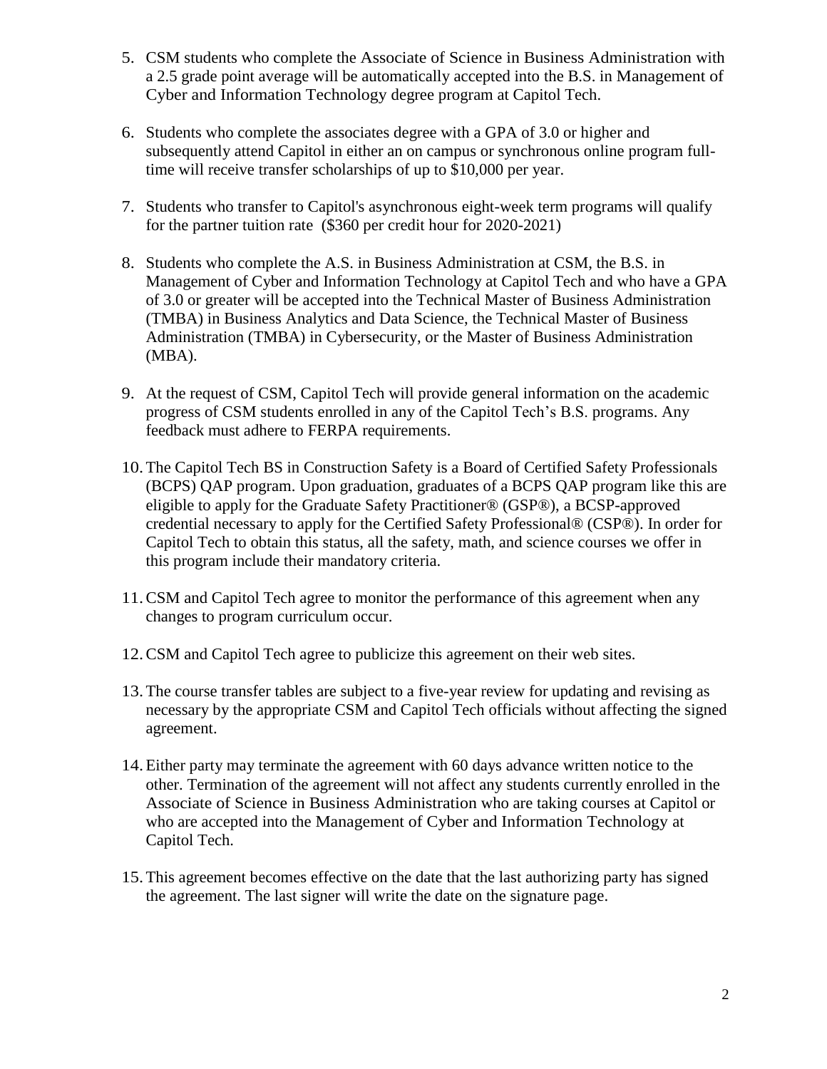5. CSM students who complete the Associate of Science in Business Administration with a 2.5 grade point average will be automatically accepted into the B.S. in Management of Cyber and Information Technology degree program at Capitol Tech.

6. Students who complete the associates degree with a GPA of 3.0 or higher and subsequently attend Capitol in either an on campus or synchronous online program full-time will receive transfer scholarships of up to $10,000 per year.

7. Students who transfer to Capitol's asynchronous eight-week term programs will qualify for the partner tuition rate (\$360 per credit hour for 2020-2021)

8. Students who complete the A.S. in Business Administration at CSM, the B.S. in Management of Cyber and Information Technology at Capitol Tech and who have a GPA of 3.0 or greater will be accepted into the Technical Master of Business Administration (TMBA) in Business Analytics and Data Science, the Technical Master of Business Administration (TMBA) in Cybersecurity, or the Master of Business Administration (MBA).

9. At the request of CSM, Capitol Tech will provide general information on the academic progress of CSM students enrolled in any of the Capitol Tech's B.S. programs. Any feedback must adhere to FERPA requirements.

10. The Capitol Tech BS in Construction Safety is a Board of Certified Safety Professionals (BCPS) QAP program. Upon graduation, graduates of a BCPS QAP program like this are eligible to apply for the Graduate Safety Practitioner® (GSP®), a BCSP-approved credential necessary to apply for the Certified Safety Professional® (CSP®). In order for Capitol Tech to obtain this status, all the safety, math, and science courses we offer in this program include their mandatory criteria.

11. CSM and Capitol Tech agree to monitor the performance of this agreement when any changes to program curriculum occur.

12. CSM and Capitol Tech agree to publicize this agreement on their web sites.

13. The course transfer tables are subject to a five-year review for updating and revising as necessary by the appropriate CSM and Capitol Tech officials without affecting the signed agreement.

14. Either party may terminate the agreement with 60 days advance written notice to the other. Termination of the agreement will not affect any students currently enrolled in the Associate of Science in Business Administration who are taking courses at Capitol or who are accepted into the Management of Cyber and Information Technology at Capitol Tech.

15. This agreement becomes effective on the date that the last authorizing party has signed the agreement. The last signer will write the date on the signature page.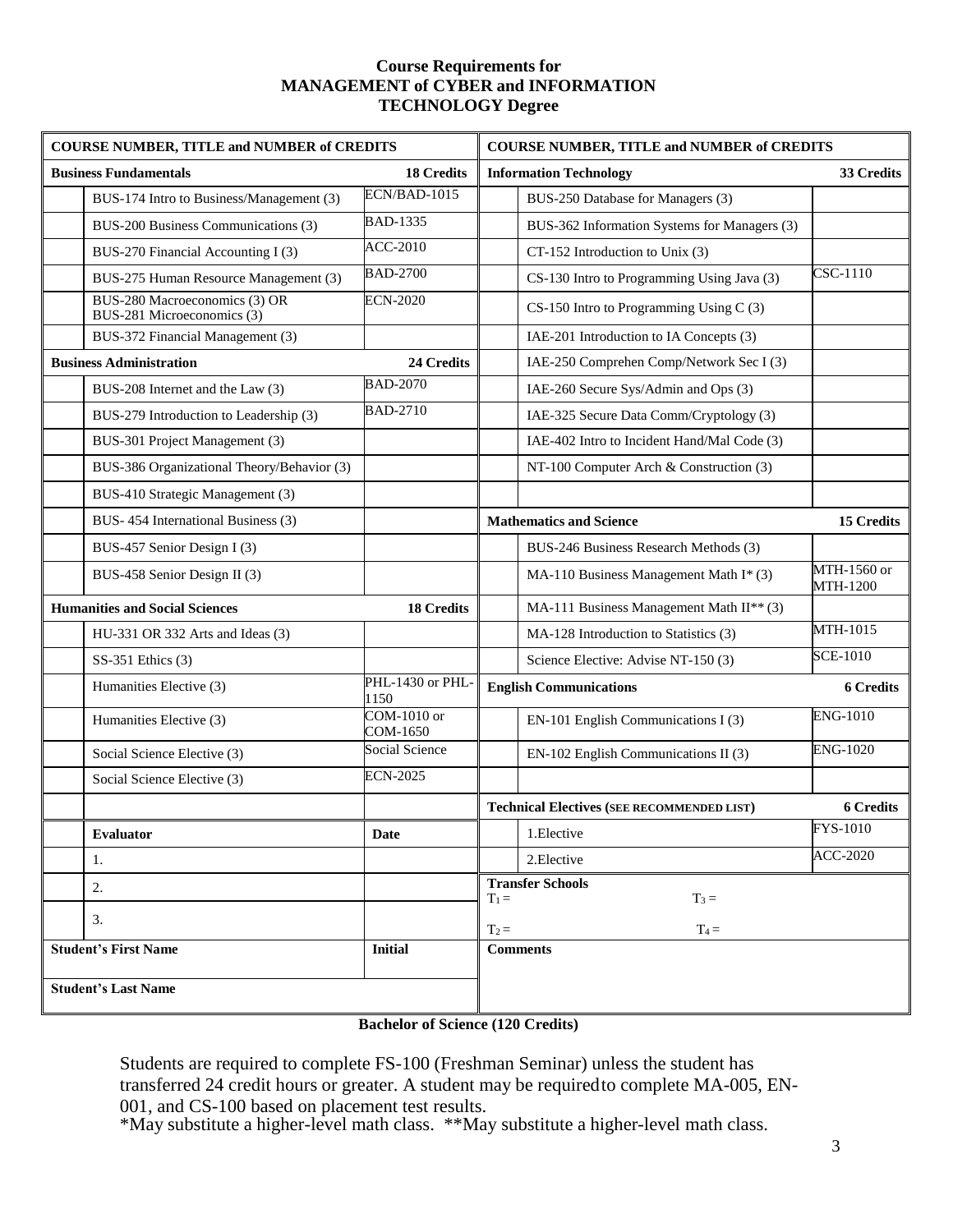# Course Requirements for MANAGEMENT of CYBER and INFORMATION TECHNOLOGY Degree

| | COURSE NUMBER, TITLE and NUMBER of CREDITS | | | COURSE NUMBER, TITLE and NUMBER of CREDITS | |
|---|---|---|---|---|---|
| **Business Fundamentals** | | **18 Credits** | **Information Technology** | | **33 Credits** |
| | BUS-174 Intro to Business/Management (3) | ECN/BAD-1015 | | BUS-250 Database for Managers (3) | |
| | BUS-200 Business Communications (3) | BAD-1335 | | BUS-362 Information Systems for Managers (3) | |
| | BUS-270 Financial Accounting I (3) | ACC-2010 | | CT-152 Introduction to Unix (3) | |
| | BUS-275 Human Resource Management (3) | BAD-2700 | | CS-130 Intro to Programming Using Java (3) | CSC-1110 |
| | BUS-280 Macroeconomics (3) OR BUS-281 Microeconomics (3) | ECN-2020 | | CS-150 Intro to Programming Using C (3) | |
| | BUS-372 Financial Management (3) | | | IAE-201 Introduction to IA Concepts (3) | |
| **Business Administration** | | **24 Credits** | | IAE-250 Comprehen Comp/Network Sec I (3) | |
| | BUS-208 Internet and the Law (3) | BAD-2070 | | IAE-260 Secure Sys/Admin and Ops (3) | |
| | BUS-279 Introduction to Leadership (3) | BAD-2710 | | IAE-325 Secure Data Comm/Cryptology (3) | |
| | BUS-301 Project Management (3) | | | IAE-402 Intro to Incident Hand/Mal Code (3) | |
| | BUS-386 Organizational Theory/Behavior (3) | | | NT-100 Computer Arch & Construction (3) | |
| | BUS-410 Strategic Management (3) | | | | |
| | BUS- 454 International Business (3) | | **Mathematics and Science** | | **15 Credits** |
| | BUS-457 Senior Design I (3) | | | BUS-246 Business Research Methods (3) | |
| | BUS-458 Senior Design II (3) | | | MA-110 Business Management Math I* (3) | MTH-1560 or MTH-1200 |
| **Humanities and Social Sciences** | | **18 Credits** | | MA-111 Business Management Math II** (3) | |
| | HU-331 OR 332 Arts and Ideas (3) | | | MA-128 Introduction to Statistics (3) | MTH-1015 |
| | SS-351 Ethics (3) | | | Science Elective: Advise NT-150 (3) | SCE-1010 |
| | Humanities Elective (3) | PHL-1430 or PHL-1150 | **English Communications** | | **6 Credits** |
| | Humanities Elective (3) | COM-1010 or COM-1650 | | EN-101 English Communications I (3) | ENG-1010 |
| | Social Science Elective (3) | Social Science | | EN-102 English Communications II (3) | ENG-1020 |
| | Social Science Elective (3) | ECN-2025 | | | |
| | | | **Technical Electives (SEE RECOMMENDED LIST)** | | **6 Credits** |
| | **Evaluator** | **Date** | | 1.Elective | FYS-1010 |
| | 1. | | | 2.Elective | ACC-2020 |
| | 2. | | **Transfer Schools** $T_1$ = $T_3$ = | | |
| | 3. | | $T_2$ = $T_4$ = | | |
| **Student's First Name** | | **Initial** | **Comments** | | |
| **Student's Last Name** | | | | | |

**Bachelor of Science (120 Credits)**

Students are required to complete FS-100 (Freshman Seminar) unless the student has transferred 24 credit hours or greater. A student may be required to complete MA-005, EN-001, and CS-100 based on placement test results.

*May substitute a higher-level math class. **May substitute a higher-level math class.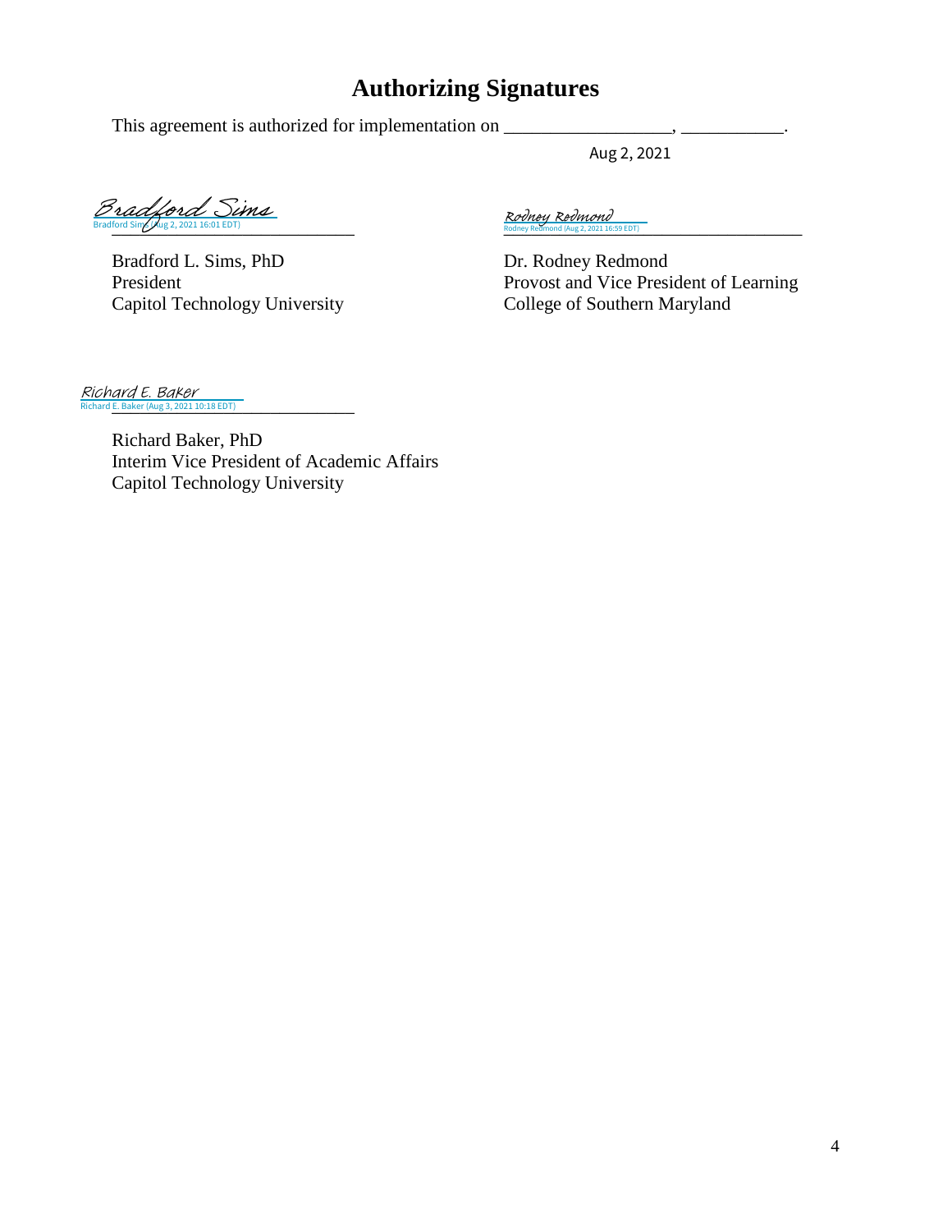# Authorizing Signatures

This agreement is authorized for implementation on __________________, ___________.

Aug 2, 2021

Bradford Sims
Bradford Sims (Aug 2, 2021 16:01 EDT)

Bradford L. Sims, PhD
President
Capitol Technology University

Rodney Redmond
Rodney Redmond (Aug 2, 2021 16:59 EDT)

Dr. Rodney Redmond
Provost and Vice President of Learning
College of Southern Maryland

Richard E. Baker
Richard E. Baker (Aug 3, 2021 10:18 EDT)

Richard Baker, PhD
Interim Vice President of Academic Affairs
Capitol Technology University